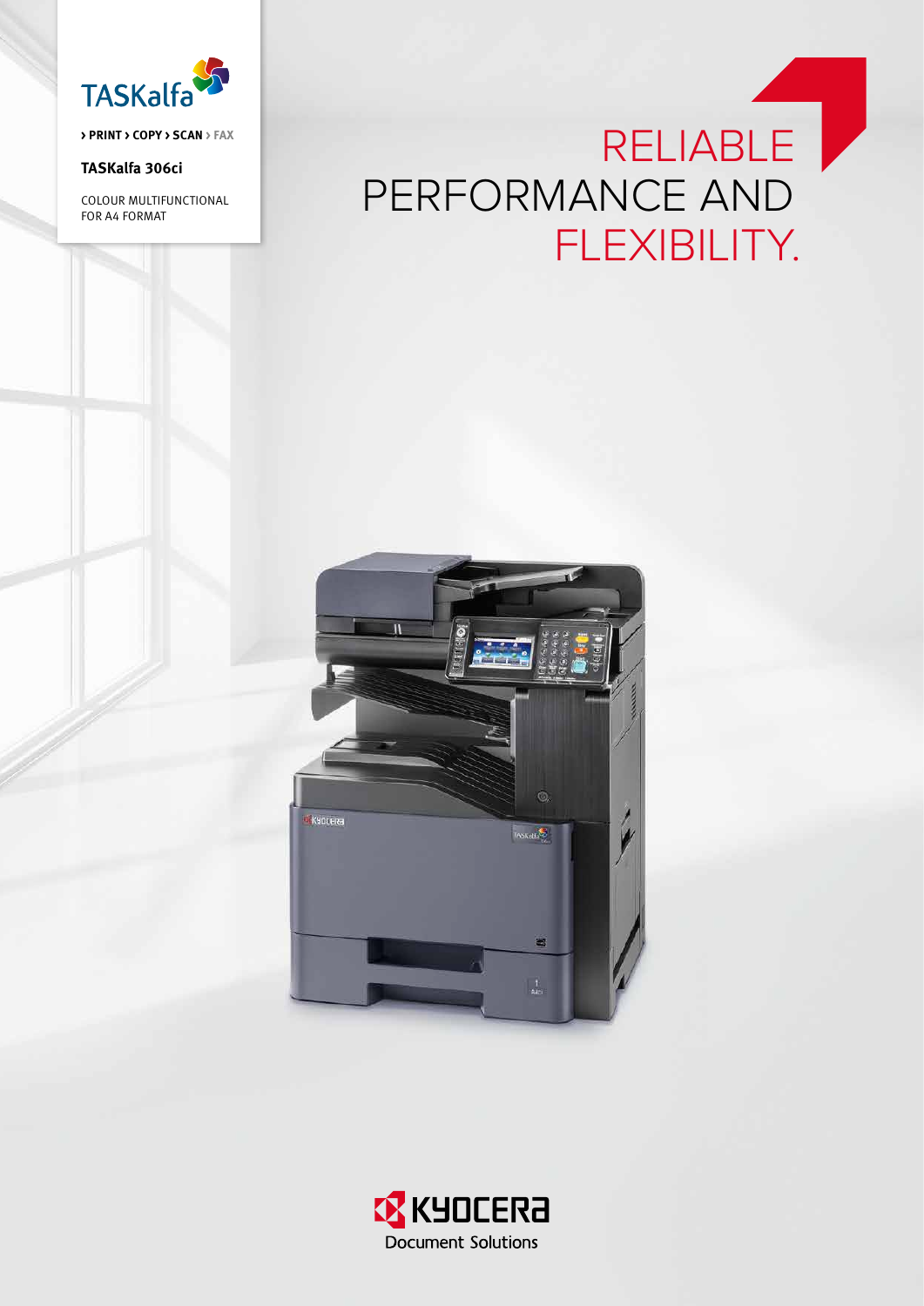TASKalfa

> PRINT > COPY > SCAN > FAX

**TASKalfa 306ci**

COLOUR MULTIFUNCTIONAL
FOR A4 FORMAT

# RELIABLE PERFORMANCE AND FLEXIBILITY.

KYOCERA
Document Solutions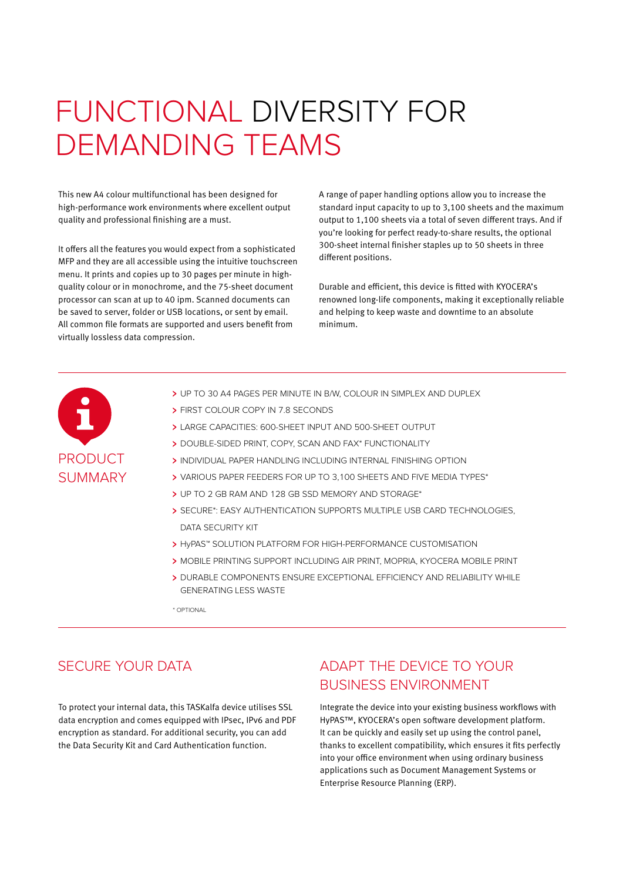# FUNCTIONAL DIVERSITY FOR DEMANDING TEAMS

This new A4 colour multifunctional has been designed for high-performance work environments where excellent output quality and professional finishing are a must.

It offers all the features you would expect from a sophisticated MFP and they are all accessible using the intuitive touchscreen menu. It prints and copies up to 30 pages per minute in high-quality colour or in monochrome, and the 75-sheet document processor can scan at up to 40 ipm. Scanned documents can be saved to server, folder or USB locations, or sent by email. All common file formats are supported and users benefit from virtually lossless data compression.

A range of paper handling options allow you to increase the standard input capacity to up to 3,100 sheets and the maximum output to 1,100 sheets via a total of seven different trays. And if you're looking for perfect ready-to-share results, the optional 300-sheet internal finisher staples up to 50 sheets in three different positions.

Durable and efficient, this device is fitted with KYOCERA's renowned long-life components, making it exceptionally reliable and helping to keep waste and downtime to an absolute minimum.

## PRODUCT SUMMARY

- UP TO 30 A4 PAGES PER MINUTE IN B/W, COLOUR IN SIMPLEX AND DUPLEX
- FIRST COLOUR COPY IN 7.8 SECONDS
- LARGE CAPACITIES: 600-SHEET INPUT AND 500-SHEET OUTPUT
- DOUBLE-SIDED PRINT, COPY, SCAN AND FAX* FUNCTIONALITY
- INDIVIDUAL PAPER HANDLING INCLUDING INTERNAL FINISHING OPTION
- VARIOUS PAPER FEEDERS FOR UP TO 3,100 SHEETS AND FIVE MEDIA TYPES*
- UP TO 2 GB RAM AND 128 GB SSD MEMORY AND STORAGE*
- SECURE*: EASY AUTHENTICATION SUPPORTS MULTIPLE USB CARD TECHNOLOGIES, DATA SECURITY KIT
- HyPAS™ SOLUTION PLATFORM FOR HIGH-PERFORMANCE CUSTOMISATION
- MOBILE PRINTING SUPPORT INCLUDING AIR PRINT, MOPRIA, KYOCERA MOBILE PRINT
- DURABLE COMPONENTS ENSURE EXCEPTIONAL EFFICIENCY AND RELIABILITY WHILE GENERATING LESS WASTE

* OPTIONAL

## SECURE YOUR DATA

To protect your internal data, this TASKalfa device utilises SSL data encryption and comes equipped with IPsec, IPv6 and PDF encryption as standard. For additional security, you can add the Data Security Kit and Card Authentication function.

## ADAPT THE DEVICE TO YOUR BUSINESS ENVIRONMENT

Integrate the device into your existing business workflows with HyPAS™, KYOCERA's open software development platform. It can be quickly and easily set up using the control panel, thanks to excellent compatibility, which ensures it fits perfectly into your office environment when using ordinary business applications such as Document Management Systems or Enterprise Resource Planning (ERP).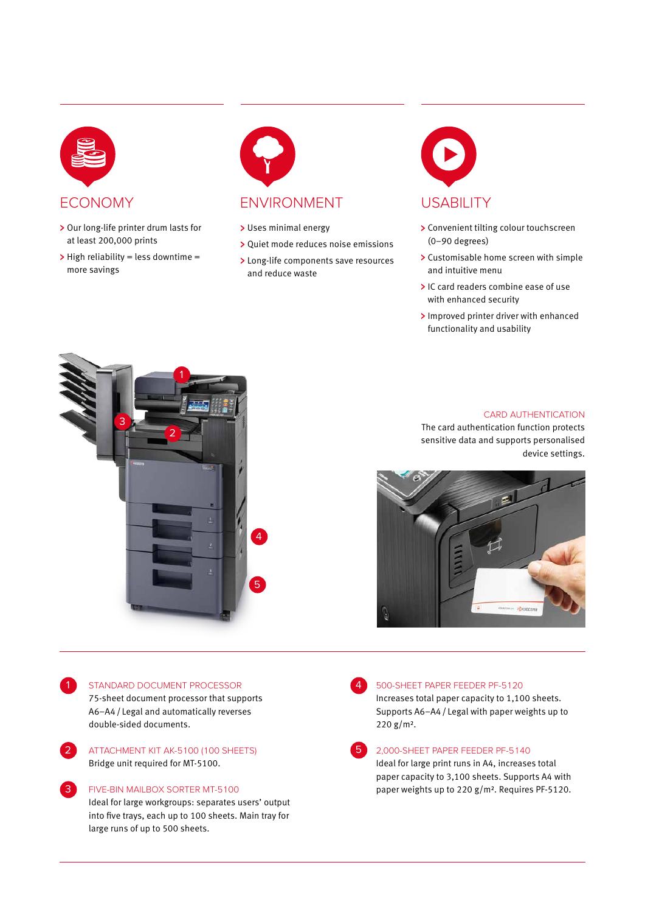## ECONOMY

- Our long-life printer drum lasts for at least 200,000 prints
- High reliability = less downtime = more savings

## ENVIRONMENT

- Uses minimal energy
- Quiet mode reduces noise emissions
- Long-life components save resources and reduce waste

## USABILITY

- Convenient tilting colour touchscreen (0–90 degrees)
- Customisable home screen with simple and intuitive menu
- IC card readers combine ease of use with enhanced security
- Improved printer driver with enhanced functionality and usability

### CARD AUTHENTICATION

The card authentication function protects sensitive data and supports personalised device settings.

### 1 STANDARD DOCUMENT PROCESSOR

75-sheet document processor that supports A6–A4 / Legal and automatically reverses double-sided documents.

### 2 ATTACHMENT KIT AK-5100 (100 SHEETS)

Bridge unit required for MT-5100.

### 3 FIVE-BIN MAILBOX SORTER MT-5100

Ideal for large workgroups: separates users' output into five trays, each up to 100 sheets. Main tray for large runs of up to 500 sheets.

### 4 500-SHEET PAPER FEEDER PF-5120

Increases total paper capacity to 1,100 sheets. Supports A6–A4 / Legal with paper weights up to 220 g/m².

### 5 2,000-SHEET PAPER FEEDER PF-5140

Ideal for large print runs in A4, increases total paper capacity to 3,100 sheets. Supports A4 with paper weights up to 220 g/m². Requires PF-5120.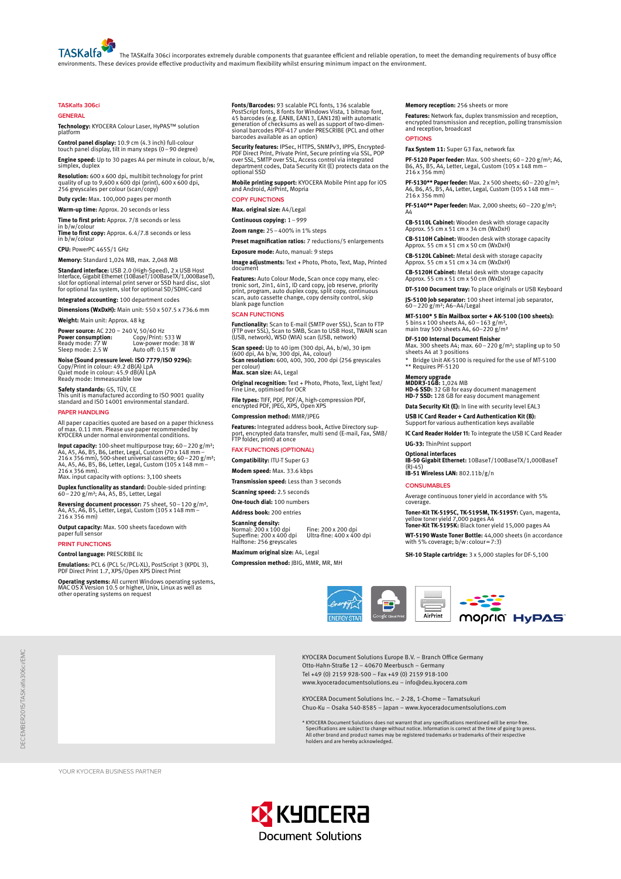The TASKalfa 306ci incorporates extremely durable components that guarantee efficient and reliable operation, to meet the demanding requirements of busy office environments. These devices provide effective productivity and maximum flexibility whilst ensuring minimum impact on the environment.

## TASKalfa 306ci

### GENERAL

**Technology:** KYOCERA Colour Laser, HyPAS™ solution platform

**Control panel display:** 10.9 cm (4.3 inch) full-colour touch panel display, tilt in many steps (0 – 90 degree)

**Engine speed:** Up to 30 pages A4 per minute in colour, b/w, simplex, duplex

**Resolution:** 600 x 600 dpi, multibit technology for print quality of up to 9,600 x 600 dpi (print), 600 x 600 dpi, 256 greyscales per colour (scan/copy)

**Duty cycle:** Max. 100,000 pages per month

**Warm-up time:** Approx. 20 seconds or less

**Time to first print:** Approx. 7/8 seconds or less in b/w/colour
**Time to first copy:** Approx. 6.4/7.8 seconds or less in b/w/colour

**CPU:** PowerPC 465S/1 GHz

**Memory:** Standard 1,024 MB, max. 2,048 MB

**Standard interface:** USB 2.0 (High-Speed), 2 x USB Host Interface, Gigabit Ethernet (10BaseT/100BaseTX/1,000BaseT), slot for optional internal print server or SSD hard disc, slot for optional fax system, slot for optional SD/SDHC-card

**Integrated accounting:** 100 department codes

**Dimensions (WxDxH):** Main unit: 550 x 507.5 x 736.6 mm

**Weight:** Main unit: Approx. 48 kg

**Power source:** AC 220 ~ 240 V, 50/60 Hz
**Power consumption:** Copy/Print: 533 W
Ready mode: 77 W; Low-power mode: 38 W
Sleep mode: 2.5 W; Auto off: 0.15 W

**Noise (Sound pressure level: ISO 7779/ISO 9296):**
Copy/Print in colour: 49.2 dB(A) LpA
Quiet mode in colour: 45.9 dB(A) LpA
Ready mode: Immeasurable low

**Safety standards:** GS, TÜV, CE
This unit is manufactured according to ISO 9001 quality standard and ISO 14001 environmental standard.

### PAPER HANDLING

All paper capacities quoted are based on a paper thickness of max. 0.11 mm. Please use paper recommended by KYOCERA under normal environmental conditions.

**Input capacity:** 100-sheet multipurpose tray; 60 – 220 g/m²; A4, A5, A6, B5, B6, Letter, Legal, Custom (70 x 148 mm – 216 x 356 mm), 500-sheet universal cassette; 60 – 220 g/m²; A4, A5, A6, B5, B6, Letter, Legal, Custom (105 x 148 mm – 216 x 356 mm).
Max. input capacity with options: 3,100 sheets

**Duplex functionality as standard:** Double-sided printing: 60 – 220 g/m²; A4, A5, B5, Letter, Legal

**Reversing document processor:** 75 sheet, 50 – 120 g/m², A4, A5, A6, B5, Letter, Legal, Custom (105 x 148 mm – 216 x 356 mm)

**Output capacity:** Max. 500 sheets facedown with paper full sensor

### PRINT FUNCTIONS

**Control language:** PRESCRIBE IIc

**Emulations:** PCL 6 (PCL 5c/PCL-XL), PostScript 3 (KPDL 3), PDF Direct Print 1.7, XPS/Open XPS Direct Print

**Operating systems:** All current Windows operating systems, MAC OS X Version 10.5 or higher, Unix, Linux as well as other operating systems on request

**Fonts/Barcodes:** 93 scalable PCL fonts, 136 scalable PostScript fonts, 8 fonts for Windows Vista, 1 bitmap font, 45 barcodes (e.g. EAN8, EAN13, EAN128) with automatic generation of checksums as well as support of two-dimensional barcodes PDF-417 under PRESCRIBE (PCL and other barcodes available as an option)

**Security features:** IPSec, HTTPS, SNMPv3, IPPS, Encrypted-PDF Direct Print, Private Print, Secure printing via SSL, POP over SSL, SMTP over SSL, Access control via integrated department codes, Data Security Kit (E) protects data on the optional SSD

**Mobile printing support:** KYOCERA Mobile Print app for iOS and Android, AirPrint, Mopria

### COPY FUNCTIONS

**Max. original size:** A4/Legal

**Continuous copying:** 1 – 999

**Zoom range:** 25 – 400% in 1% steps

**Preset magnification ratios:** 7 reductions/5 enlargements

**Exposure mode:** Auto, manual: 9 steps

**Image adjustments:** Text + Photo, Photo, Text, Map, Printed document

**Features:** Auto Colour Mode, Scan once copy many, electronic sort, 2in1, 4in1, ID card copy, job reserve, priority print, program, auto duplex copy, split copy, continuous scan, auto cassette change, copy density control, skip blank page function

### SCAN FUNCTIONS

**Functionality:** Scan to E-mail (SMTP over SSL), Scan to FTP (FTP over SSL), Scan to SMB, Scan to USB Host, TWAIN scan (USB, network), WSD (WIA) scan (USB, network)

**Scan speed:** Up to 40 ipm (300 dpi, A4, b/w), 30 ipm (600 dpi, A4 b/w, 300 dpi, A4, colour)
**Scan resolution:** 600, 400, 300, 200 dpi (256 greyscales per colour)
**Max. scan size:** A4, Legal

**Original recognition:** Text + Photo, Photo, Text, Light Text/Fine Line, optimised for OCR

**File types:** TIFF, PDF, PDF/A, high-compression PDF, encrypted PDF, JPEG, XPS, Open XPS

**Compression method:** MMR/JPEG

**Features:** Integrated address book, Active Directory support, encrypted data transfer, multi send (E-mail, Fax, SMB/FTP folder, print) at once

### FAX FUNCTIONS (OPTIONAL)

**Compatibility:** ITU-T Super G3

**Modem speed:** Max. 33.6 kbps

**Transmission speed:** Less than 3 seconds

**Scanning speed:** 2.5 seconds

**One-touch dial:** 100 numbers

**Address book:** 200 entries

**Scanning density:**
Normal: 200 x 100 dpi; Fine: 200 x 200 dpi
Superfine: 200 x 400 dpi; Ultra-fine: 400 x 400 dpi
Halftone: 256 greyscales

**Maximum original size:** A4, Legal

**Compression method:** JBIG, MMR, MR, MH

**Memory reception:** 256 sheets or more

**Features:** Network fax, duplex transmission and reception, encrypted transmission and reception, polling transmission and reception, broadcast

### OPTIONS

**Fax System 11:** Super G3 Fax, network fax

**PF-5120 Paper feeder:** Max. 500 sheets; 60 – 220 g/m²; A6, B6, A5, B5, A4, Letter, Legal, Custom (105 x 148 mm – 216 x 356 mm)

**PF-5130\*\* Paper feeder:** Max. 2 x 500 sheets; 60 – 220 g/m²; A6, B6, A5, B5, A4, Letter, Legal, Custom (105 x 148 mm – 216 x 356 mm)

**PF-5140\*\* Paper feeder:** Max. 2,000 sheets; 60 – 220 g/m²; A4

**CB-5110L Cabinet:** Wooden desk with storage capacity Approx. 55 cm x 51 cm x 34 cm (WxDxH)

**CB-5110H Cabinet:** Wooden desk with storage capacity Approx. 55 cm x 51 cm x 50 cm (WxDxH)

**CB-5120L Cabinet:** Metal desk with storage capacity Approx. 55 cm x 51 cm x 34 cm (WxDxH)

**CB-5120H Cabinet:** Metal desk with storage capacity Approx. 55 cm x 51 cm x 50 cm (WxDxH)

**DT-5100 Document tray:** To place originals or USB Keyboard

**JS-5100 Job separator:** 100 sheet internal job separator, 60 – 220 g/m²; A6–A4/Legal

**MT-5100\* 5 Bin Mailbox sorter + AK-5100 (100 sheets):** 5 bins x 100 sheets A4, 60 – 163 g/m², main tray 500 sheets A4, 60–220 g/m²

**DF-5100 Internal Document finisher**
Max. 300 sheets A4; max. 60 – 220 g/m²; stapling up to 50 sheets A4 at 3 positions

\* Bridge Unit AK-5100 is required for the use of MT-5100
\*\* Requires PF-5120

**Memory upgrade**
**MDDR3-1GB:** 1,024 MB
**HD-6 SSD:** 32 GB for easy document management
**HD-7 SSD:** 128 GB for easy document management

**Data Security Kit (E):** In line with security level EAL3

**USB IC Card Reader + Card Authentication Kit (B):** Support for various authentication keys available

**IC Card Reader Holder 11:** To integrate the USB IC Card Reader

**UG-33:** ThinPrint support

**Optional interfaces**
**IB-50 Gigabit Ethernet:** 10BaseT/100BaseTX/1,000BaseT (RJ-45)
**IB-51 Wireless LAN:** 802.11b/g/n

### CONSUMABLES

Average continuous toner yield in accordance with 5% coverage.

**Toner-Kit TK-5195C, TK-5195M, TK-5195Y:** Cyan, magenta, yellow toner yield 7,000 pages A4
**Toner-Kit TK-5195K:** Black toner yield 15,000 pages A4

**WT-5190 Waste Toner Bottle:** 44,000 sheets (in accordance with 5% coverage; b/w : colour = 7:3)

**SH-10 Staple cartridge:** 3 x 5,000 staples for DF-5,100

---

KYOCERA Document Solutions Europe B.V. – Branch Office Germany
Otto-Hahn-Straße 12 – 40670 Meerbusch – Germany
Tel +49 (0) 2159 928-500 – Fax +49 (0) 2159 918-100
www.kyoceradocumentsolutions.eu – info@deu.kyocera.com

KYOCERA Document Solutions Inc. – 2-28, 1-Chome – Tamatsukuri
Chuo-Ku – Osaka 540-8585 – Japan – www.kyoceradocumentsolutions.com

\* KYOCERA Document Solutions does not warrant that any specifications mentioned will be error-free. Specifications are subject to change without notice. Information is correct at the time of going to press. All other brand and product names may be registered trademarks or trademarks of their respective holders and are hereby acknowledged.

DECEMBER2015/TASKalfa306ci/EMC

YOUR KYOCERA BUSINESS PARTNER

KYOCERA Document Solutions